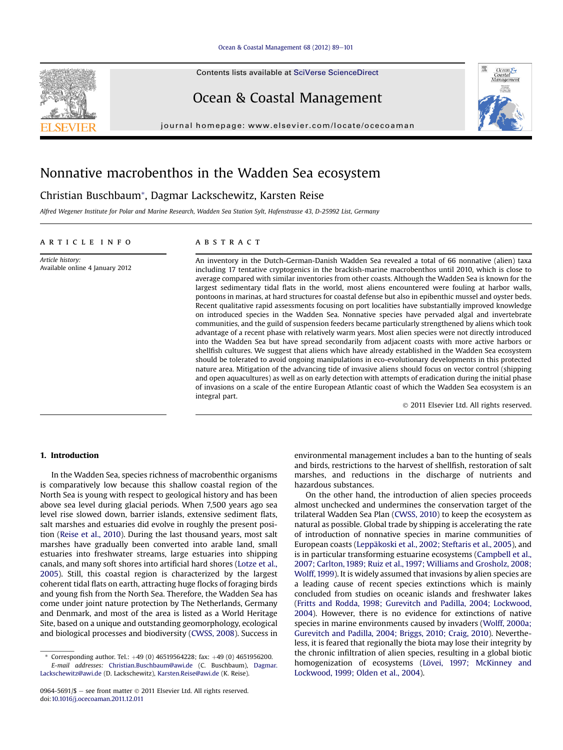# Nonnative macrobenthos in the Wadden Sea ecosystem

Christian Buschbaum*, Dagmar Lackschewitz, Karsten Reise

*Alfred Wegener Institute for Polar and Marine Research, Wadden Sea Station Sylt, Hafenstrasse 43, D-25992 List, Germany*

**ARTICLE INFO**

*Article history:*
Available online 4 January 2012

**ABSTRACT**

An inventory in the Dutch-German-Danish Wadden Sea revealed a total of 66 nonnative (alien) taxa including 17 tentative cryptogenics in the brackish-marine macrobenthos until 2010, which is close to average compared with similar inventories from other coasts. Although the Wadden Sea is known for the largest sedimentary tidal flats in the world, most aliens encountered were fouling at harbor walls, pontoons in marinas, at hard structures for coastal defense but also in epibenthic mussel and oyster beds. Recent qualitative rapid assessments focusing on port localities have substantially improved knowledge on introduced species in the Wadden Sea. Nonnative species have pervaded algal and invertebrate communities, and the guild of suspension feeders became particularly strengthened by aliens which took advantage of a recent phase with relatively warm years. Most alien species were not directly introduced into the Wadden Sea but have spread secondarily from adjacent coasts with more active harbors or shellfish cultures. We suggest that aliens which have already established in the Wadden Sea ecosystem should be tolerated to avoid ongoing manipulations in eco-evolutionary developments in this protected nature area. Mitigation of the advancing tide of invasive aliens should focus on vector control (shipping and open aquacultures) as well as on early detection with attempts of eradication during the initial phase of invasions on a scale of the entire European Atlantic coast of which the Wadden Sea ecosystem is an integral part.

© 2011 Elsevier Ltd. All rights reserved.

## 1. Introduction

In the Wadden Sea, species richness of macrobenthic organisms is comparatively low because this shallow coastal region of the North Sea is young with respect to geological history and has been above sea level during glacial periods. When 7,500 years ago sea level rise slowed down, barrier islands, extensive sediment flats, salt marshes and estuaries did evolve in roughly the present position (Reise et al., 2010). During the last thousand years, most salt marshes have gradually been converted into arable land, small estuaries into freshwater streams, large estuaries into shipping canals, and many soft shores into artificial hard shores (Lotze et al., 2005). Still, this coastal region is characterized by the largest coherent tidal flats on earth, attracting huge flocks of foraging birds and young fish from the North Sea. Therefore, the Wadden Sea has come under joint nature protection by The Netherlands, Germany and Denmark, and most of the area is listed as a World Heritage Site, based on a unique and outstanding geomorphology, ecological and biological processes and biodiversity (CWSS, 2008). Success in environmental management includes a ban to the hunting of seals and birds, restrictions to the harvest of shellfish, restoration of salt marshes, and reductions in the discharge of nutrients and hazardous substances.

On the other hand, the introduction of alien species proceeds almost unchecked and undermines the conservation target of the trilateral Wadden Sea Plan (CWSS, 2010) to keep the ecosystem as natural as possible. Global trade by shipping is accelerating the rate of introduction of nonnative species in marine communities of European coasts (Leppäkoski et al., 2002; Steftaris et al., 2005), and is in particular transforming estuarine ecosystems (Campbell et al., 2007; Carlton, 1989; Ruiz et al., 1997; Williams and Grosholz, 2008; Wolff, 1999). It is widely assumed that invasions by alien species are a leading cause of recent species extinctions which is mainly concluded from studies on oceanic islands and freshwater lakes (Fritts and Rodda, 1998; Gurevitch and Padilla, 2004; Lockwood, 2004). However, there is no evidence for extinctions of native species in marine environments caused by invaders (Wolff, 2000a; Gurevitch and Padilla, 2004; Briggs, 2010; Craig, 2010). Nevertheless, it is feared that regionally the biota may lose their integrity by the chronic infiltration of alien species, resulting in a global biotic homogenization of ecosystems (Lövei, 1997; McKinney and Lockwood, 1999; Olden et al., 2004).

\* Corresponding author. Tel.: +49 (0) 46519564228; fax: +49 (0) 4651956200.
*E-mail addresses:* Christian.Buschbaum@awi.de (C. Buschbaum), Dagmar.Lackschewitz@awi.de (D. Lackschewitz), Karsten.Reise@awi.de (K. Reise).

0964-5691/$ – see front matter © 2011 Elsevier Ltd. All rights reserved.
doi:10.1016/j.ocecoaman.2011.12.011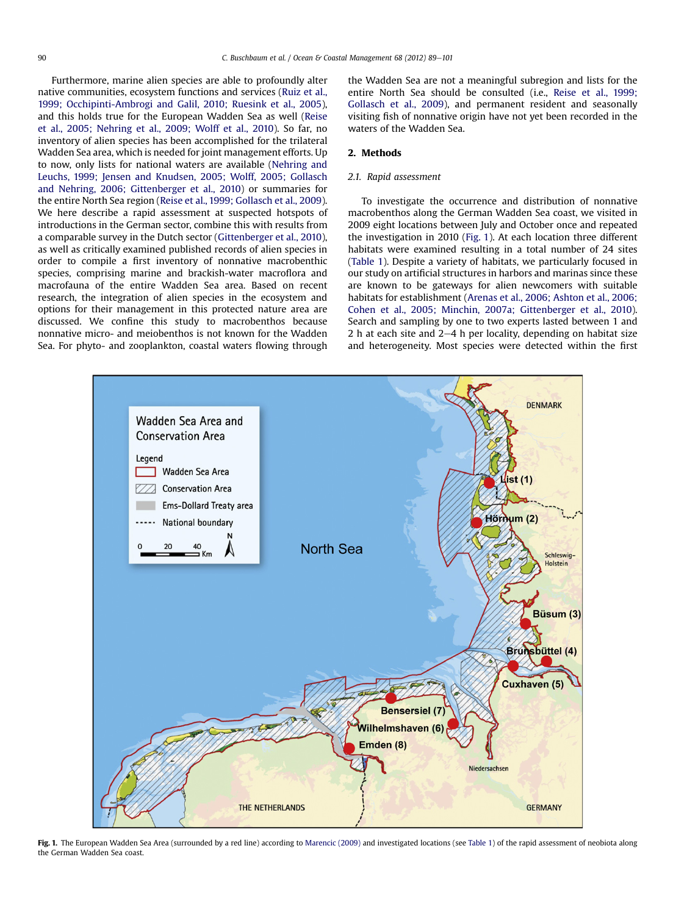Furthermore, marine alien species are able to profoundly alter native communities, ecosystem functions and services (Ruiz et al., 1999; Occhipinti-Ambrogi and Galil, 2010; Ruesink et al., 2005), and this holds true for the European Wadden Sea as well (Reise et al., 2005; Nehring et al., 2009; Wolff et al., 2010). So far, no inventory of alien species has been accomplished for the trilateral Wadden Sea area, which is needed for joint management efforts. Up to now, only lists for national waters are available (Nehring and Leuchs, 1999; Jensen and Knudsen, 2005; Wolff, 2005; Gollasch and Nehring, 2006; Gittenberger et al., 2010) or summaries for the entire North Sea region (Reise et al., 1999; Gollasch et al., 2009). We here describe a rapid assessment at suspected hotspots of introductions in the German sector, combine this with results from a comparable survey in the Dutch sector (Gittenberger et al., 2010), as well as critically examined published records of alien species in order to compile a first inventory of nonnative macrobenthic species, comprising marine and brackish-water macroflora and macrofauna of the entire Wadden Sea area. Based on recent research, the integration of alien species in the ecosystem and options for their management in this protected nature area are discussed. We confine this study to macrobenthos because nonnative micro- and meiobenthos is not known for the Wadden Sea. For phyto- and zooplankton, coastal waters flowing through the Wadden Sea are not a meaningful subregion and lists for the entire North Sea should be consulted (i.e., Reise et al., 1999; Gollasch et al., 2009), and permanent resident and seasonally visiting fish of nonnative origin have not yet been recorded in the waters of the Wadden Sea.

## 2. Methods

### 2.1. Rapid assessment

To investigate the occurrence and distribution of nonnative macrobenthos along the German Wadden Sea coast, we visited in 2009 eight locations between July and October once and repeated the investigation in 2010 (Fig. 1). At each location three different habitats were examined resulting in a total number of 24 sites (Table 1). Despite a variety of habitats, we particularly focused in our study on artificial structures in harbors and marinas since these are known to be gateways for alien newcomers with suitable habitats for establishment (Arenas et al., 2006; Ashton et al., 2006; Cohen et al., 2005; Minchin, 2007a; Gittenberger et al., 2010). Search and sampling by one to two experts lasted between 1 and 2 h at each site and 2–4 h per locality, depending on habitat size and heterogeneity. Most species were detected within the first

**Fig. 1.** The European Wadden Sea Area (surrounded by a red line) according to Marencic (2009) and investigated locations (see Table 1) of the rapid assessment of neobiota along the German Wadden Sea coast.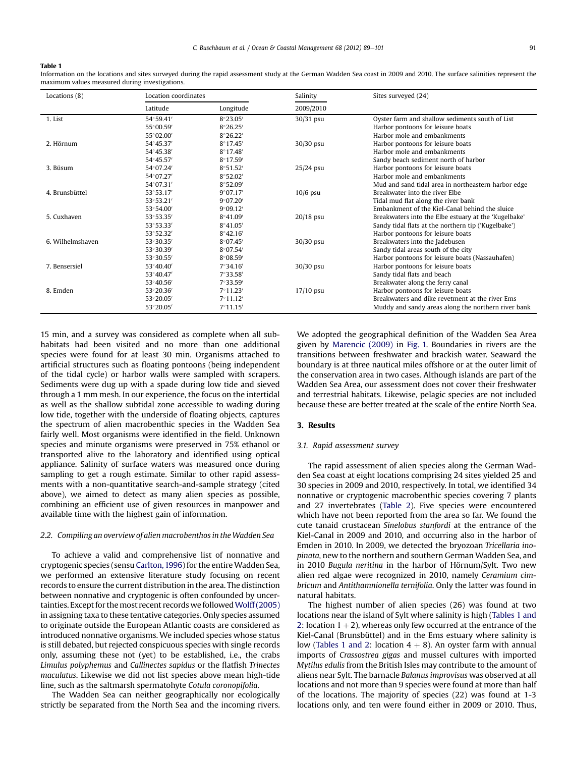**Table 1**
Information on the locations and sites surveyed during the rapid assessment study at the German Wadden Sea coast in 2009 and 2010. The surface salinities represent the maximum values measured during investigations.

| Locations (8) | Location coordinates | | Salinity | Sites surveyed (24) |
|---|---|---|---|---|
| | Latitude | Longitude | 2009/2010 | |
| 1. List | 54°59.41′ | 8°23.05′ | 30/31 psu | Oyster farm and shallow sediments south of List |
| | 55°00.59′ | 8°26.25′ | | Harbor pontoons for leisure boats |
| | 55°02.00′ | 8°26.22′ | | Harbor mole and embankments |
| 2. Hörnum | 54°45.37′ | 8°17.45′ | 30/30 psu | Harbor pontoons for leisure boats |
| | 54°45.38′ | 8°17.48′ | | Harbor mole and embankments |
| | 54°45.57′ | 8°17.59′ | | Sandy beach sediment north of harbor |
| 3. Büsum | 54°07.24′ | 8°51.52′ | 25/24 psu | Harbor pontoons for leisure boats |
| | 54°07.27′ | 8°52.02′ | | Harbor mole and embankments |
| | 54°07.31′ | 8°52.09′ | | Mud and sand tidal area in northeastern harbor edge |
| 4. Brunsbüttel | 53°53.17′ | 9°07.17′ | 10/6 psu | Breakwater into the river Elbe |
| | 53°53.21′ | 9°07.20′ | | Tidal mud flat along the river bank |
| | 53°54.00′ | 9°09.12′ | | Embankment of the Kiel-Canal behind the sluice |
| 5. Cuxhaven | 53°53.35′ | 8°41.09′ | 20/18 psu | Breakwaters into the Elbe estuary at the 'Kugelbake' |
| | 53°53.33′ | 8°41.05′ | | Sandy tidal flats at the northern tip ('Kugelbake') |
| | 53°52.32′ | 8°42.16′ | | Harbor pontoons for leisure boats |
| 6. Wilhelmshaven | 53°30.35′ | 8°07.45′ | 30/30 psu | Breakwaters into the Jadebusen |
| | 53°30.39′ | 8°07.54′ | | Sandy tidal areas south of the city |
| | 53°30.55′ | 8°08.59′ | | Harbor pontoons for leisure boats (Nassauhafen) |
| 7. Bensersiel | 53°40.40′ | 7°34.16′ | 30/30 psu | Harbor pontoons for leisure boats |
| | 53°40.47′ | 7°33.58′ | | Sandy tidal flats and beach |
| | 53°40.56′ | 7°33.59′ | | Breakwater along the ferry canal |
| 8. Emden | 53°20.36′ | 7°11.23′ | 17/10 psu | Harbor pontoons for leisure boats |
| | 53°20.05′ | 7°11.12′ | | Breakwaters and dike revetment at the river Ems |
| | 53°20.05′ | 7°11.15′ | | Muddy and sandy areas along the northern river bank |

15 min, and a survey was considered as complete when all sub-habitats had been visited and no more than one additional species were found for at least 30 min. Organisms attached to artificial structures such as floating pontoons (being independent of the tidal cycle) or harbor walls were sampled with scrapers. Sediments were dug up with a spade during low tide and sieved through a 1 mm mesh. In our experience, the focus on the intertidal as well as the shallow subtidal zone accessible to wading during low tide, together with the underside of floating objects, captures the spectrum of alien macrobenthic species in the Wadden Sea fairly well. Most organisms were identified in the field. Unknown species and minute organisms were preserved in 75% ethanol or transported alive to the laboratory and identified using optical appliance. Salinity of surface waters was measured once during sampling to get a rough estimate. Similar to other rapid assessments with a non-quantitative search-and-sample strategy (cited above), we aimed to detect as many alien species as possible, combining an efficient use of given resources in manpower and available time with the highest gain of information.

### 2.2. Compiling an overview of alien macrobenthos in the Wadden Sea

To achieve a valid and comprehensive list of nonnative and cryptogenic species (sensu Carlton, 1996) for the entire Wadden Sea, we performed an extensive literature study focusing on recent records to ensure the current distribution in the area. The distinction between nonnative and cryptogenic is often confounded by uncertainties. Except for the most recent records we followed Wolff (2005) in assigning taxa to these tentative categories. Only species assumed to originate outside the European Atlantic coasts are considered as introduced nonnative organisms. We included species whose status is still debated, but rejected conspicuous species with single records only, assuming these not (yet) to be established, i.e., the crabs *Limulus polyphemus* and *Callinectes sapidus* or the flatfish *Trinectes maculatus*. Likewise we did not list species above mean high-tide line, such as the saltmarsh spermatophyte *Cotula coronopifolia*.

The Wadden Sea can neither geographically nor ecologically strictly be separated from the North Sea and the incoming rivers. We adopted the geographical definition of the Wadden Sea Area given by Marencic (2009) in Fig. 1. Boundaries in rivers are the transitions between freshwater and brackish water. Seaward the boundary is at three nautical miles offshore or at the outer limit of the conservation area in two cases. Although islands are part of the Wadden Sea Area, our assessment does not cover their freshwater and terrestrial habitats. Likewise, pelagic species are not included because these are better treated at the scale of the entire North Sea.

## 3. Results

### 3.1. Rapid assessment survey

The rapid assessment of alien species along the German Wadden Sea coast at eight locations comprising 24 sites yielded 25 and 30 species in 2009 and 2010, respectively. In total, we identified 34 nonnative or cryptogenic macrobenthic species covering 7 plants and 27 invertebrates (Table 2). Five species were encountered which have not been reported from the area so far. We found the cute tanaid crustacean *Sinelobus stanfordi* at the entrance of the Kiel-Canal in 2009 and 2010, and occurring also in the harbor of Emden in 2010. In 2009, we detected the bryozoan *Tricellaria inopinata*, new to the northern and southern German Wadden Sea, and in 2010 *Bugula neritina* in the harbor of Hörnum/Sylt. Two new alien red algae were recognized in 2010, namely *Ceramium cimbricum* and *Antithamnionella ternifolia*. Only the latter was found in natural habitats.

The highest number of alien species (26) was found at two locations near the island of Sylt where salinity is high (Tables 1 and 2: location 1 + 2), whereas only few occurred at the entrance of the Kiel-Canal (Brunsbüttel) and in the Ems estuary where salinity is low (Tables 1 and 2: location 4 + 8). An oyster farm with annual imports of *Crassostrea gigas* and mussel cultures with imported *Mytilus edulis* from the British Isles may contribute to the amount of aliens near Sylt. The barnacle *Balanus improvisus* was observed at all locations and not more than 9 species were found at more than half of the locations. The majority of species (22) was found at 1-3 locations only, and ten were found either in 2009 or 2010. Thus,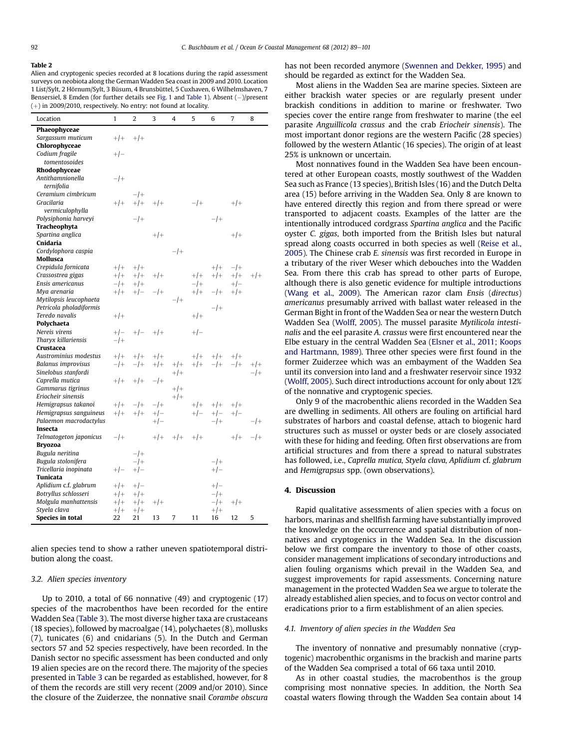**Table 2**
Alien and cryptogenic species recorded at 8 locations during the rapid assessment surveys on neobiota along the German Wadden Sea coast in 2009 and 2010. Location 1 List/Sylt, 2 Hörnum/Sylt, 3 Büsum, 4 Brunsbüttel, 5 Cuxhaven, 6 Wilhelmshaven, 7 Bensersiel, 8 Emden (for further details see Fig. 1 and Table 1). Absent (−)/present (+) in 2009/2010, respectively. No entry: not found at locality.

| Location | 1 | 2 | 3 | 4 | 5 | 6 | 7 | 8 |
|---|---|---|---|---|---|---|---|---|
| **Phaeophyceae** | | | | | | | | |
| *Sargassum muticum* | +/+ | +/+ | | | | | | |
| **Chlorophyceae** | | | | | | | | |
| *Codium fragile tomentosoides* | +/− | | | | | | | |
| **Rhodophyceae** | | | | | | | | |
| *Antithamnionella ternifolia* | −/+ | | | | | | | |
| *Ceramium cimbricum* | | −/+ | | | | | | |
| *Gracilaria vermiculophylla* | +/+ | +/+ | +/+ | | −/+ | | +/+ | |
| *Polysiphonia harveyi* | | −/+ | | | | −/+ | | |
| **Tracheophyta** | | | | | | | | |
| *Spartina anglica* | | | +/+ | | | | +/+ | |
| **Cnidaria** | | | | | | | | |
| *Cordylophora caspia* | | | | −/+ | | | | |
| **Mollusca** | | | | | | | | |
| *Crepidula fornicata* | +/+ | +/+ | | | | +/+ | −/+ | |
| *Crassostrea gigas* | +/+ | +/+ | +/+ | | +/+ | +/+ | +/+ | +/+ |
| *Ensis americanus* | −/+ | +/+ | | | −/+ | | +/− | |
| *Mya arenaria* | +/+ | +/− | −/+ | | +/+ | −/+ | +/+ | |
| *Mytilopsis leucophaeta* | | | | −/+ | | | | |
| *Petricola pholadiformis* | | | | | | −/+ | | |
| *Teredo navalis* | +/+ | | | | +/+ | | | |
| **Polychaeta** | | | | | | | | |
| *Nereis virens* | +/− | +/− | +/+ | | +/− | | | |
| *Tharyx killariensis* | −/+ | | | | | | | |
| **Crustacea** | | | | | | | | |
| *Austrominius modestus* | +/+ | +/+ | +/+ | | +/+ | +/+ | +/+ | |
| *Balanus improvisus* | −/+ | −/+ | +/+ | +/+ | +/+ | −/+ | −/+ | +/+ |
| *Sinelobus stanfordi* | | | | +/+ | | | | −/+ |
| *Caprella mutica* | +/+ | +/+ | −/+ | | | | | |
| *Gammarus tigrinus* | | | | +/+ | | | | |
| *Eriocheir sinensis* | | | | +/+ | | | | |
| *Hemigrapsus takanoi* | +/+ | −/+ | −/+ | | +/+ | +/+ | +/+ | |
| *Hemigrapsus sanguineus* | +/+ | +/+ | +/− | | +/− | +/− | +/− | |
| *Palaemon macrodactylus* | | | +/− | | | −/+ | | −/+ |
| **Insecta** | | | | | | | | |
| *Telmatogeton japonicus* | −/+ | | +/+ | +/+ | +/+ | | +/+ | −/+ |
| **Bryozoa** | | | | | | | | |
| *Bugula neritina* | | −/+ | | | | | | |
| *Bugula stolonifera* | | −/+ | | | | −/+ | | |
| *Tricellaria inopinata* | +/− | +/− | | | | +/− | | |
| **Tunicata** | | | | | | | | |
| *Aplidium* c.f. *glabrum* | +/+ | +/− | | | | +/− | | |
| *Botryllus schlosseri* | +/+ | +/+ | | | | −/+ | | |
| *Molgula manhattensis* | +/+ | +/+ | +/+ | | | −/+ | +/+ | |
| *Styela clava* | +/+ | +/+ | | | | +/+ | | |
| **Species in total** | 22 | 21 | 13 | 7 | 11 | 16 | 12 | 5 |

alien species tend to show a rather uneven spatiotemporal distribution along the coast.

### 3.2. Alien species inventory

Up to 2010, a total of 66 nonnative (49) and cryptogenic (17) species of the macrobenthos have been recorded for the entire Wadden Sea (Table 3). The most diverse higher taxa are crustaceans (18 species), followed by macroalgae (14), polychaetes (8), mollusks (7), tunicates (6) and cnidarians (5). In the Dutch and German sectors 57 and 52 species respectively, have been recorded. In the Danish sector no specific assessment has been conducted and only 19 alien species are on the record there. The majority of the species presented in Table 3 can be regarded as established, however, for 8 of them the records are still very recent (2009 and/or 2010). Since the closure of the Zuiderzee, the nonnative snail *Corambe obscura* has not been recorded anymore (Swennen and Dekker, 1995) and should be regarded as extinct for the Wadden Sea.

Most aliens in the Wadden Sea are marine species. Sixteen are either brackish water species or are regularly present under brackish conditions in addition to marine or freshwater. Two species cover the entire range from freshwater to marine (the eel parasite *Anguillicola crassus* and the crab *Eriocheir sinensis*). The most important donor regions are the western Pacific (28 species) followed by the western Atlantic (16 species). The origin of at least 25% is unknown or uncertain.

Most nonnatives found in the Wadden Sea have been encountered at other European coasts, mostly southwest of the Wadden Sea such as France (13 species), British Isles (16) and the Dutch Delta area (15) before arriving in the Wadden Sea. Only 8 are known to have entered directly this region and from there spread or were transported to adjacent coasts. Examples of the latter are the intentionally introduced cordgrass *Spartina anglica* and the Pacific oyster *C. gigas*, both imported from the British Isles but natural spread along coasts occurred in both species as well (Reise et al., 2005). The Chinese crab *E. sinensis* was first recorded in Europe in a tributary of the river Weser which debouches into the Wadden Sea. From there this crab has spread to other parts of Europe, although there is also genetic evidence for multiple introductions (Wang et al., 2009). The American razor clam *Ensis* (*directus*) *americanus* presumably arrived with ballast water released in the German Bight in front of the Wadden Sea or near the western Dutch Wadden Sea (Wolff, 2005). The mussel parasite *Mytilicola intestinalis* and the eel parasite *A. crassus* were first encountered near the Elbe estuary in the central Wadden Sea (Elsner et al., 2011; Koops and Hartmann, 1989). Three other species were first found in the former Zuiderzee which was an embayment of the Wadden Sea until its conversion into land and a freshwater reservoir since 1932 (Wolff, 2005). Such direct introductions account for only about 12% of the nonnative and cryptogenic species.

Only 9 of the macrobenthic aliens recorded in the Wadden Sea are dwelling in sediments. All others are fouling on artificial hard substrates of harbors and coastal defense, attach to biogenic hard structures such as mussel or oyster beds or are closely associated with these for hiding and feeding. Often first observations are from artificial structures and from there a spread to natural substrates has followed, i.e., *Caprella mutica*, *Styela clava*, *Aplidium* cf. *glabrum* and *Hemigrapsus* spp. (own observations).

## 4. Discussion

Rapid qualitative assessments of alien species with a focus on harbors, marinas and shellfish farming have substantially improved the knowledge on the occurrence and spatial distribution of nonnatives and cryptogenics in the Wadden Sea. In the discussion below we first compare the inventory to those of other coasts, consider management implications of secondary introductions and alien fouling organisms which prevail in the Wadden Sea, and suggest improvements for rapid assessments. Concerning nature management in the protected Wadden Sea we argue to tolerate the already established alien species, and to focus on vector control and eradications prior to a firm establishment of an alien species.

### 4.1. Inventory of alien species in the Wadden Sea

The inventory of nonnative and presumably nonnative (cryptogenic) macrobenthic organisms in the brackish and marine parts of the Wadden Sea comprised a total of 66 taxa until 2010.

As in other coastal studies, the macrobenthos is the group comprising most nonnative species. In addition, the North Sea coastal waters flowing through the Wadden Sea contain about 14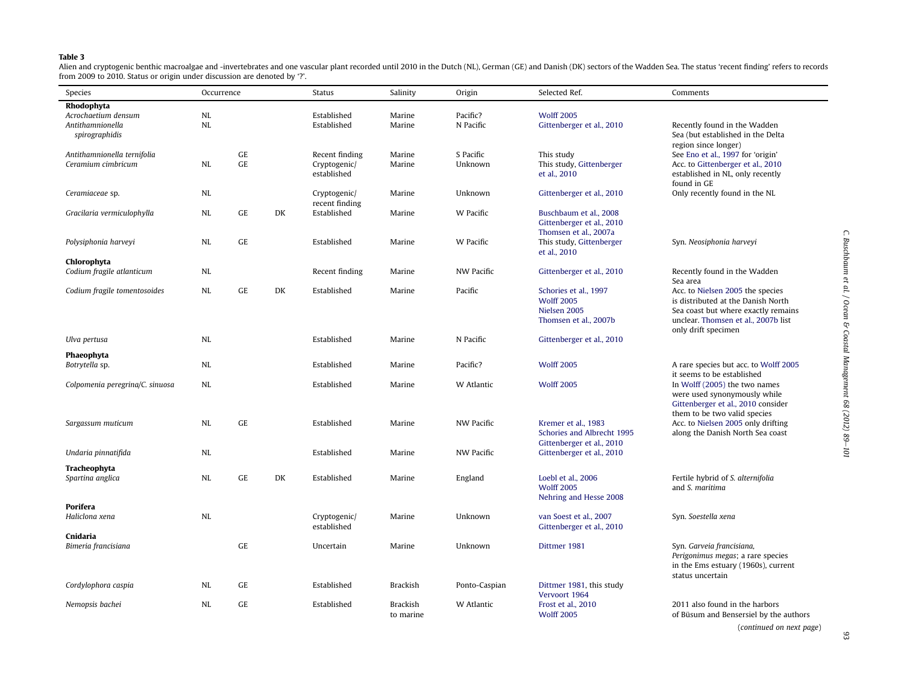**Table 3**
Alien and cryptogenic benthic macroalgae and -invertebrates and one vascular plant recorded until 2010 in the Dutch (NL), German (GE) and Danish (DK) sectors of the Wadden Sea. The status 'recent finding' refers to records from 2009 to 2010. Status or origin under discussion are denoted by '?'.

| Species | Occurrence | | | Status | Salinity | Origin | Selected Ref. | Comments |
|---|---|---|---|---|---|---|---|---|
| **Rhodophyta** | | | | | | | | |
| *Acrochaetium densum* | NL | | | Established | Marine | Pacific? | Wolff 2005 | |
| *Antithamnionella spirographidis* | NL | | | Established | Marine | N Pacific | Gittenberger et al., 2010 | Recently found in the Wadden Sea (but established in the Delta region since longer) |
| *Antithamnionella ternifolia* | | GE | | Recent finding | Marine | S Pacific | This study | See Eno et al., 1997 for 'origin' |
| *Ceramium cimbricum* | NL | GE | | Cryptogenic/ established | Marine | Unknown | This study, Gittenberger et al., 2010 | Acc. to Gittenberger et al., 2010 established in NL, only recently found in GE |
| *Ceramiaceae* sp. | NL | | | Cryptogenic/ recent finding | Marine | Unknown | Gittenberger et al., 2010 | Only recently found in the NL |
| *Gracilaria vermiculophylla* | NL | GE | DK | Established | Marine | W Pacific | Buschbaum et al., 2008 Gittenberger et al., 2010 Thomsen et al., 2007a | |
| *Polysiphonia harveyi* | NL | GE | | Established | Marine | W Pacific | This study, Gittenberger et al., 2010 | Syn. *Neosiphonia harveyi* |
| **Chlorophyta** | | | | | | | | |
| *Codium fragile atlanticum* | NL | | | Recent finding | Marine | NW Pacific | Gittenberger et al., 2010 | Recently found in the Wadden Sea area |
| *Codium fragile tomentosoides* | NL | GE | DK | Established | Marine | Pacific | Schories et al., 1997 Wolff 2005 Nielsen 2005 Thomsen et al., 2007b | Acc. to Nielsen 2005 the species is distributed at the Danish North Sea coast but where exactly remains unclear. Thomsen et al., 2007b list only drift specimen |
| *Ulva pertusa* | NL | | | Established | Marine | N Pacific | Gittenberger et al., 2010 | |
| **Phaeophyta** | | | | | | | | |
| *Botrytella* sp. | NL | | | Established | Marine | Pacific? | Wolff 2005 | A rare species but acc. to Wolff 2005 it seems to be established |
| *Colpomenia peregrina/C. sinuosa* | NL | | | Established | Marine | W Atlantic | Wolff 2005 | In Wolff (2005) the two names were used synonymously while Gittenberger et al., 2010 consider them to be two valid species |
| *Sargassum muticum* | NL | GE | | Established | Marine | NW Pacific | Kremer et al., 1983 Schories and Albrecht 1995 Gittenberger et al., 2010 | Acc. to Nielsen 2005 only drifting along the Danish North Sea coast |
| *Undaria pinnatifida* | NL | | | Established | Marine | NW Pacific | Gittenberger et al., 2010 | |
| **Tracheophyta** | | | | | | | | |
| *Spartina anglica* | NL | GE | DK | Established | Marine | England | Loebl et al., 2006 Wolff 2005 Nehring and Hesse 2008 | Fertile hybrid of *S. alternifolia* and *S. maritima* |
| **Porifera** | | | | | | | | |
| *Haliclona xena* | NL | | | Cryptogenic/ established | Marine | Unknown | van Soest et al., 2007 Gittenberger et al., 2010 | Syn. *Soestella xena* |
| **Cnidaria** | | | | | | | | |
| *Bimeria francisiana* | | GE | | Uncertain | Marine | Unknown | Dittmer 1981 | Syn. *Garveia francisiana, Perigonimus megas*; a rare species in the Ems estuary (1960s), current status uncertain |
| *Cordylophora caspia* | NL | GE | | Established | Brackish | Ponto-Caspian | Dittmer 1981, this study Vervoort 1964 | |
| *Nemopsis bachei* | NL | GE | | Established | Brackish to marine | W Atlantic | Frost et al., 2010 Wolff 2005 | 2011 also found in the harbors of Büsum and Bensersiel by the authors |

(*continued on next page*)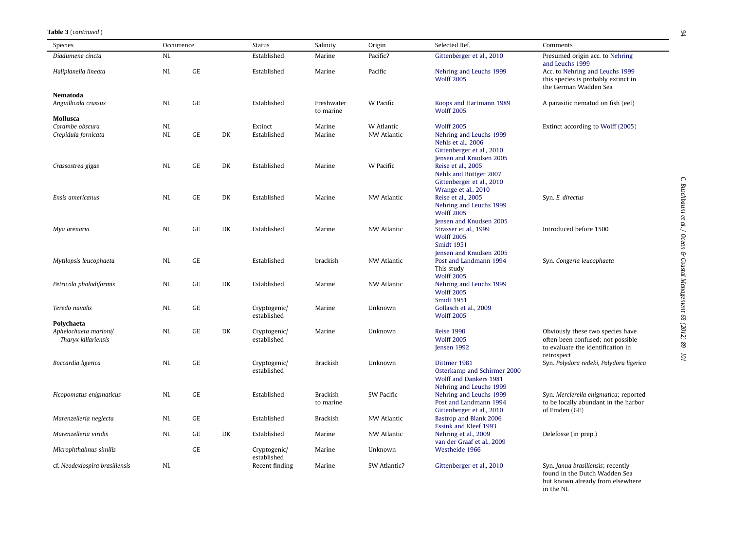**Table 3** (*continued*)

| Species | Occurrence | | | Status | Salinity | Origin | Selected Ref. | Comments |
|---|---|---|---|---|---|---|---|---|
| *Diadumene cincta* | NL | | | Established | Marine | Pacific? | Gittenberger et al., 2010 | Presumed origin acc. to Nehring and Leuchs 1999 |
| *Haliplanella lineata* | NL | GE | | Established | Marine | Pacific | Nehring and Leuchs 1999<br>Wolff 2005 | Acc. to Nehring and Leuchs 1999 this species is probably extinct in the German Wadden Sea |
| **Nematoda** | | | | | | | | |
| *Anguillicola crassus* | NL | GE | | Established | Freshwater to marine | W Pacific | Koops and Hartmann 1989<br>Wolff 2005 | A parasitic nematod on fish (eel) |
| **Mollusca** | | | | | | | | |
| *Corambe obscura* | NL | | | Extinct | Marine | W Atlantic | Wolff 2005 | Extinct according to Wolff (2005) |
| *Crepidula fornicata* | NL | GE | DK | Established | Marine | NW Atlantic | Nehring and Leuchs 1999<br>Nehls et al., 2006<br>Gittenberger et al., 2010<br>Jensen and Knudsen 2005 | |
| *Crassostrea gigas* | NL | GE | DK | Established | Marine | W Pacific | Reise et al., 2005<br>Nehls and Büttger 2007<br>Gittenberger et al., 2010<br>Wrange et al., 2010 | |
| *Ensis americanus* | NL | GE | DK | Established | Marine | NW Atlantic | Reise et al., 2005<br>Nehring and Leuchs 1999<br>Wolff 2005<br>Jensen and Knudsen 2005 | Syn. *E. directus* |
| *Mya arenaria* | NL | GE | DK | Established | Marine | NW Atlantic | Strasser et al., 1999<br>Wolff 2005<br>Smidt 1951<br>Jensen and Knudsen 2005 | Introduced before 1500 |
| *Mytilopsis leucophaeta* | NL | GE | | Established | brackish | NW Atlantic | Post and Landmann 1994<br>This study<br>Wolff 2005 | Syn. *Congeria leucophaeta* |
| *Petricola pholadiformis* | NL | GE | DK | Established | Marine | NW Atlantic | Nehring and Leuchs 1999<br>Wolff 2005<br>Smidt 1951 | |
| *Teredo navalis* | NL | GE | | Cryptogenic/ established | Marine | Unknown | Gollasch et al., 2009<br>Wolff 2005 | |
| **Polychaeta** | | | | | | | | |
| *Aphelochaeta marioni*/ *Tharyx killariensis* | NL | GE | DK | Cryptogenic/ established | Marine | Unknown | Reise 1990<br>Wolff 2005<br>Jensen 1992 | Obviously these two species have often been confused; not possible to evaluate the identification in retrospect |
| *Boccardia ligerica* | NL | GE | | Cryptogenic/ established | Brackish | Unknown | Dittmer 1981<br>Osterkamp and Schirmer 2000<br>Wolff and Dankers 1981<br>Nehring and Leuchs 1999 | Syn. *Polydora redeki, Polydora ligerica* |
| *Ficopomatus enigmaticus* | NL | GE | | Established | Brackish to marine | SW Pacific | Nehring and Leuchs 1999<br>Post and Landmann 1994<br>Gittenberger et al., 2010 | Syn. *Mercierella enigmatica*; reported to be locally abundant in the harbor of Emden (GE) |
| *Marenzelleria neglecta* | NL | GE | | Established | Brackish | NW Atlantic | Bastrop and Blank 2006<br>Essink and Kleef 1993 | |
| *Marenzelleria viridis* | NL | GE | DK | Established | Marine | NW Atlantic | Nehring et al., 2009<br>van der Graaf et al., 2009 | Delefosse (in prep.) |
| *Microphthalmus similis* | | GE | | Cryptogenic/ established | Marine | Unknown | Westheide 1966 | |
| cf. *Neodexiospira brasiliensis* | NL | | | Recent finding | Marine | SW Atlantic? | Gittenberger et al., 2010 | Syn. *Janua brasiliensis*; recently found in the Dutch Wadden Sea but known already from elsewhere in the NL |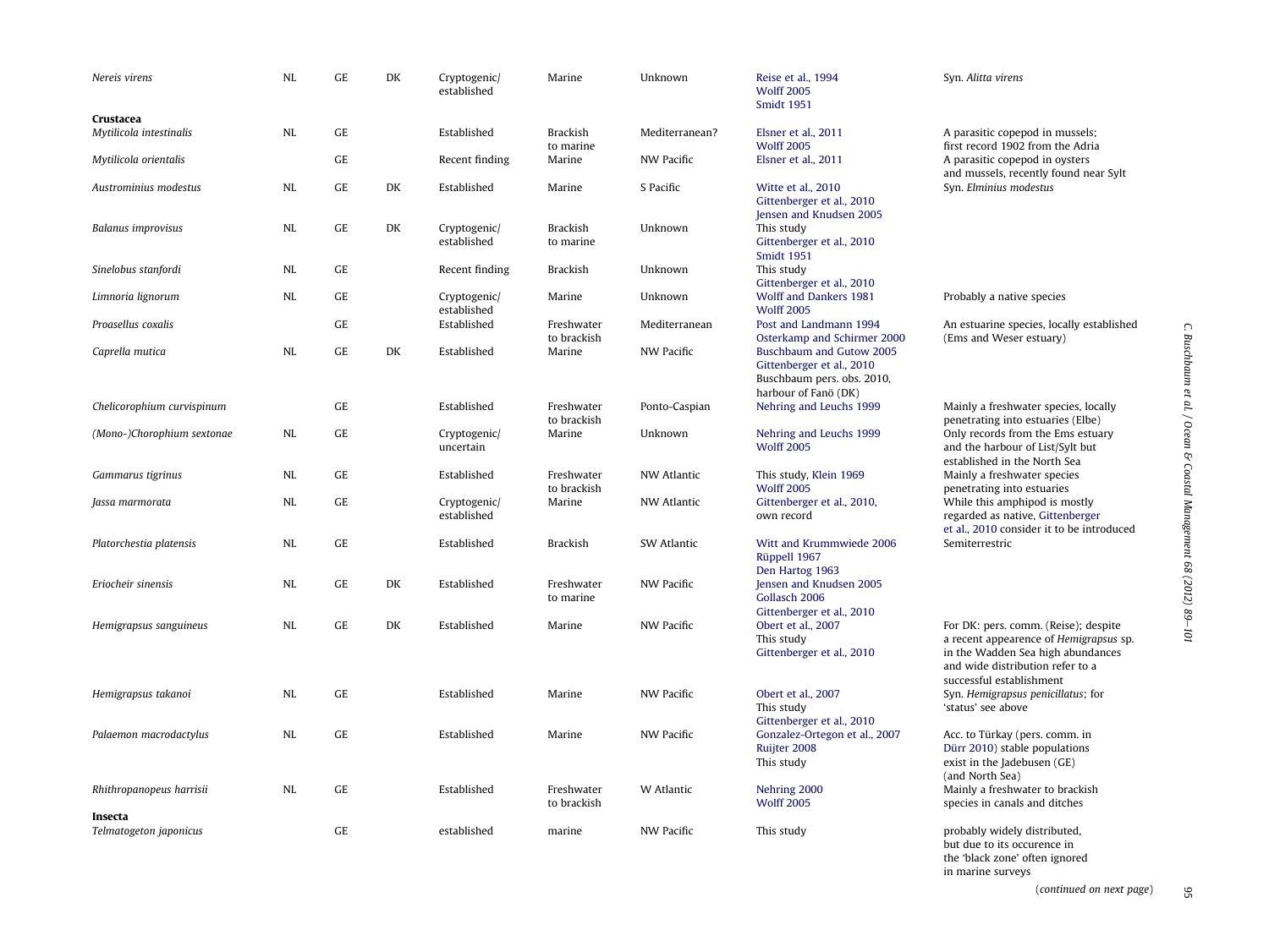| | | | | | | | | |
|---|---|---|---|---|---|---|---|---|
| *Nereis virens* | NL | GE | DK | Cryptogenic/ established | Marine | Unknown | Reise et al., 1994 Wolff 2005 Smidt 1951 | Syn. *Alitta virens* |
| **Crustacea** | | | | | | | | |
| *Mytilicola intestinalis* | NL | GE | | Established | Brackish to marine | Mediterranean? | Elsner et al., 2011 Wolff 2005 | A parasitic copepod in mussels; first record 1902 from the Adria |
| *Mytilicola orientalis* | | GE | | Recent finding | Marine | NW Pacific | Elsner et al., 2011 | A parasitic copepod in oysters and mussels, recently found near Sylt |
| *Austrominius modestus* | NL | GE | DK | Established | Marine | S Pacific | Witte et al., 2010 Gittenberger et al., 2010 Jensen and Knudsen 2005 | Syn. *Elminius modestus* |
| *Balanus improvisus* | NL | GE | DK | Cryptogenic/ established | Brackish to marine | Unknown | This study Gittenberger et al., 2010 Smidt 1951 | |
| *Sinelobus stanfordi* | NL | GE | | Recent finding | Brackish | Unknown | This study Gittenberger et al., 2010 | |
| *Limnoria lignorum* | NL | GE | | Cryptogenic/ established | Marine | Unknown | Wolff and Dankers 1981 Wolff 2005 | Probably a native species |
| *Proasellus coxalis* | | GE | | Established | Freshwater to brackish | Mediterranean | Post and Landmann 1994 Osterkamp and Schirmer 2000 | An estuarine species, locally established (Ems and Weser estuary) |
| *Caprella mutica* | NL | GE | DK | Established | Marine | NW Pacific | Buschbaum and Gutow 2005 Gittenberger et al., 2010 Buschbaum pers. obs. 2010, harbour of Fanö (DK) | |
| *Chelicorophium curvispinum* | | GE | | Established | Freshwater to brackish | Ponto-Caspian | Nehring and Leuchs 1999 | Mainly a freshwater species, locally penetrating into estuaries (Elbe) |
| *(Mono-)Chorophium sextonae* | NL | GE | | Cryptogenic/ uncertain | Marine | Unknown | Nehring and Leuchs 1999 Wolff 2005 | Only records from the Ems estuary and the harbour of List/Sylt but established in the North Sea |
| *Gammarus tigrinus* | NL | GE | | Established | Freshwater to brackish | NW Atlantic | This study, Klein 1969 Wolff 2005 | Mainly a freshwater species penetrating into estuaries |
| *Jassa marmorata* | NL | GE | | Cryptogenic/ established | Marine | NW Atlantic | Gittenberger et al., 2010, own record | While this amphipod is mostly regarded as native, Gittenberger et al., 2010 consider it to be introduced |
| *Platorchestia platensis* | NL | GE | | Established | Brackish | SW Atlantic | Witt and Krummwiede 2006 Rüppell 1967 Den Hartog 1963 | Semiterrestric |
| *Eriocheir sinensis* | NL | GE | DK | Established | Freshwater to marine | NW Pacific | Jensen and Knudsen 2005 Gollasch 2006 Gittenberger et al., 2010 | |
| *Hemigrapsus sanguineus* | NL | GE | DK | Established | Marine | NW Pacific | Obert et al., 2007 This study Gittenberger et al., 2010 | For DK: pers. comm. (Reise); despite a recent appearence of *Hemigrapsus* sp. in the Wadden Sea high abundances and wide distribution refer to a successful establishment |
| *Hemigrapsus takanoi* | NL | GE | | Established | Marine | NW Pacific | Obert et al., 2007 This study Gittenberger et al., 2010 | Syn. *Hemigrapsus penicillatus*; for 'status' see above |
| *Palaemon macrodactylus* | NL | GE | | Established | Marine | NW Pacific | Gonzalez-Ortegon et al., 2007 Ruijter 2008 This study | Acc. to Türkay (pers. comm. in Dürr 2010) stable populations exist in the Jadebusen (GE) (and North Sea) |
| *Rhithropanopeus harrisii* | NL | GE | | Established | Freshwater to brackish | W Atlantic | Nehring 2000 Wolff 2005 | Mainly a freshwater to brackish species in canals and ditches |
| **Insecta** | | | | | | | | |
| *Telmatogeton japonicus* | | GE | | established | marine | NW Pacific | This study | probably widely distributed, but due to its occurence in the 'black zone' often ignored in marine surveys |

(*continued on next page*)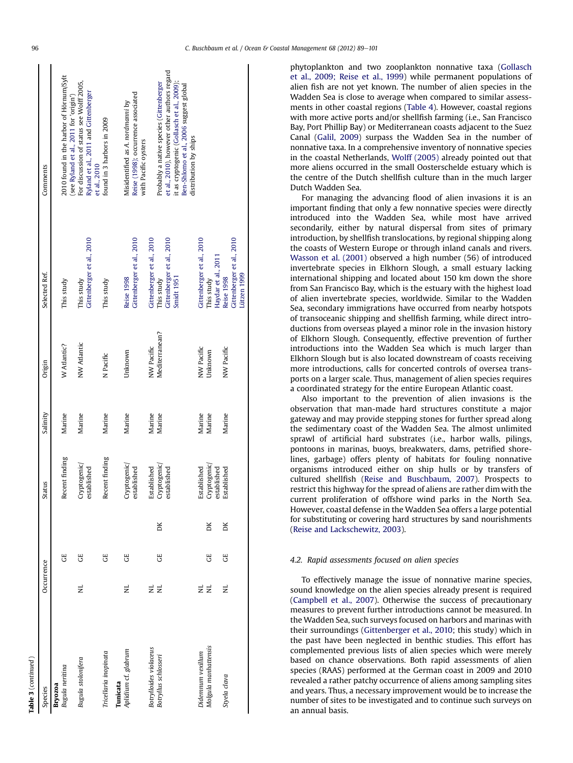**Table 3** (*continued*)

| Species | Occurrence | | | Status | Salinity | Origin | Selected Ref. | Comments |
|---|---|---|---|---|---|---|---|---|
| **Bryozoa** | | | | | | | | |
| *Bugula neritina* | | GE | | Recent finding | Marine | W Atlantic? | This study | 2010 found in the harbor of Hörnum/Sylt (see Ryland et al., 2011 for 'origin') |
| *Bugula stolonifera* | NL | GE | | Cryptogenic/ established | Marine | NW Atlantic | This study<br>Gittenberger et al., 2010 | For discussion of status see Wolff 2005, Ryland et al., 2011 and Gittenberger et al., 2010 |
| *Tricellaria inopinata* | | GE | | Recent finding | Marine | N Pacific | This study | found in 3 harbors in 2009 |
| **Tunicata** | | | | | | | | |
| *Aplidium* cf. *glabrum* | NL | GE | | Cryptogenic/ established | Marine | Unknown | Reise 1998<br>Gittenberger et al., 2010 | Misidentified as *A. nordmanni* by Reise (1998); occurrence associated with Pacific oysters |
| *Botrylloides violaceus* | NL | | | Established | Marine | NW Pacific | Gittenberger et al., 2010 | |
| *Botryllus schlosseri* | NL | GE | DK | Cryptogenic/ established | Marine | Mediterranean? | This study<br>Gittenberger et al., 2010<br>Smidt 1951 | Probably a native species (Gittenberger et al., 2010), however other authors regard it as cryptogenic (Gollasch et al., 2009); Ben-Shlomo et al., 2006 suggest global distribution by ships |
| *Didemnum vexillum* | NL | | | Established | Marine | NW Pacific | Gittenberger et al., 2010 | |
| *Molgula manhattensis* | NL | GE | DK | Cryptogenic/ established | Marine | Unknown | This study<br>Haydar et al., 2011 | |
| *Styela clava* | NL | GE | DK | Established | Marine | NW Pacific | Reise 1998<br>Gittenberger et al., 2010<br>Lützen 1999 | |

phytoplankton and two zooplankton nonnative taxa (Gollasch et al., 2009; Reise et al., 1999) while permanent populations of alien fish are not yet known. The number of alien species in the Wadden Sea is close to average when compared to similar assessments in other coastal regions (Table 4). However, coastal regions with more active ports and/or shellfish farming (i.e., San Francisco Bay, Port Phillip Bay) or Mediterranean coasts adjacent to the Suez Canal (Galil, 2009) surpass the Wadden Sea in the number of nonnative taxa. In a comprehensive inventory of nonnative species in the coastal Netherlands, Wolff (2005) already pointed out that more aliens occurred in the small Oosterschelde estuary which is the centre of the Dutch shellfish culture than in the much larger Dutch Wadden Sea.

For managing the advancing flood of alien invasions it is an important finding that only a few nonnative species were directly introduced into the Wadden Sea, while most have arrived secondarily, either by natural dispersal from sites of primary introduction, by shellfish translocations, by regional shipping along the coasts of Western Europe or through inland canals and rivers. Wasson et al. (2001) observed a high number (56) of introduced invertebrate species in Elkhorn Slough, a small estuary lacking international shipping and located about 150 km down the shore from San Francisco Bay, which is the estuary with the highest load of alien invertebrate species, worldwide. Similar to the Wadden Sea, secondary immigrations have occurred from nearby hotspots of transoceanic shipping and shellfish farming, while direct introductions from overseas played a minor role in the invasion history of Elkhorn Slough. Consequently, effective prevention of further introductions into the Wadden Sea which is much larger than Elkhorn Slough but is also located downstream of coasts receiving more introductions, calls for concerted controls of oversea transports on a larger scale. Thus, management of alien species requires a coordinated strategy for the entire European Atlantic coast.

Also important to the prevention of alien invasions is the observation that man-made hard structures constitute a major gateway and may provide stepping stones for further spread along the sedimentary coast of the Wadden Sea. The almost unlimited sprawl of artificial hard substrates (i.e., harbor walls, pilings, pontoons in marinas, buoys, breakwaters, dams, petrified shorelines, garbage) offers plenty of habitats for fouling nonnative organisms introduced either on ship hulls or by transfers of cultured shellfish (Reise and Buschbaum, 2007). Prospects to restrict this highway for the spread of aliens are rather dim with the current proliferation of offshore wind parks in the North Sea. However, coastal defense in the Wadden Sea offers a large potential for substituting or covering hard structures by sand nourishments (Reise and Lackschewitz, 2003).

### 4.2. Rapid assessments focused on alien species

To effectively manage the issue of nonnative marine species, sound knowledge on the alien species already present is required (Campbell et al., 2007). Otherwise the success of precautionary measures to prevent further introductions cannot be measured. In the Wadden Sea, such surveys focused on harbors and marinas with their surroundings (Gittenberger et al., 2010; this study) which in the past have been neglected in benthic studies. This effort has complemented previous lists of alien species which were merely based on chance observations. Both rapid assessments of alien species (RAAS) performed at the German coast in 2009 and 2010 revealed a rather patchy occurrence of aliens among sampling sites and years. Thus, a necessary improvement would be to increase the number of sites to be investigated and to continue such surveys on an annual basis.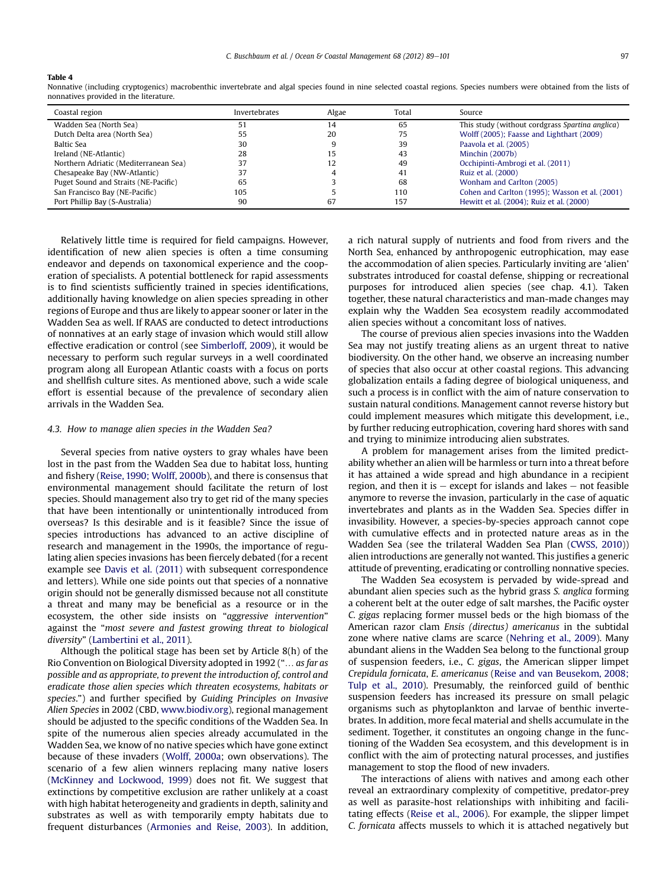**Table 4**
Nonnative (including cryptogenics) macrobenthic invertebrate and algal species found in nine selected coastal regions. Species numbers were obtained from the lists of nonnatives provided in the literature.

| Coastal region | Invertebrates | Algae | Total | Source |
|---|---|---|---|---|
| Wadden Sea (North Sea) | 51 | 14 | 65 | This study (without cordgrass *Spartina anglica*) |
| Dutch Delta area (North Sea) | 55 | 20 | 75 | Wolff (2005); Faasse and Lighthart (2009) |
| Baltic Sea | 30 | 9 | 39 | Paavola et al. (2005) |
| Ireland (NE-Atlantic) | 28 | 15 | 43 | Minchin (2007b) |
| Northern Adriatic (Mediterranean Sea) | 37 | 12 | 49 | Occhipinti-Ambrogi et al. (2011) |
| Chesapeake Bay (NW-Atlantic) | 37 | 4 | 41 | Ruiz et al. (2000) |
| Puget Sound and Straits (NE-Pacific) | 65 | 3 | 68 | Wonham and Carlton (2005) |
| San Francisco Bay (NE-Pacific) | 105 | 5 | 110 | Cohen and Carlton (1995); Wasson et al. (2001) |
| Port Phillip Bay (S-Australia) | 90 | 67 | 157 | Hewitt et al. (2004); Ruiz et al. (2000) |

Relatively little time is required for field campaigns. However, identification of new alien species is often a time consuming endeavor and depends on taxonomical experience and the cooperation of specialists. A potential bottleneck for rapid assessments is to find scientists sufficiently trained in species identifications, additionally having knowledge on alien species spreading in other regions of Europe and thus are likely to appear sooner or later in the Wadden Sea as well. If RAAS are conducted to detect introductions of nonnatives at an early stage of invasion which would still allow effective eradication or control (see Simberloff, 2009), it would be necessary to perform such regular surveys in a well coordinated program along all European Atlantic coasts with a focus on ports and shellfish culture sites. As mentioned above, such a wide scale effort is essential because of the prevalence of secondary alien arrivals in the Wadden Sea.

### 4.3. How to manage alien species in the Wadden Sea?

Several species from native oysters to gray whales have been lost in the past from the Wadden Sea due to habitat loss, hunting and fishery (Reise, 1990; Wolff, 2000b), and there is consensus that environmental management should facilitate the return of lost species. Should management also try to get rid of the many species that have been intentionally or unintentionally introduced from overseas? Is this desirable and is it feasible? Since the issue of species introductions has advanced to an active discipline of research and management in the 1990s, the importance of regulating alien species invasions has been fiercely debated (for a recent example see Davis et al. (2011) with subsequent correspondence and letters). While one side points out that species of a nonnative origin should not be generally dismissed because not all constitute a threat and many may be beneficial as a resource or in the ecosystem, the other side insists on "*aggressive intervention*" against the "*most severe and fastest growing threat to biological diversity*" (Lambertini et al., 2011).

Although the political stage has been set by Article 8(h) of the Rio Convention on Biological Diversity adopted in 1992 ("... *as far as possible and as appropriate, to prevent the introduction of, control and eradicate those alien species which threaten ecosystems, habitats or species*.") and further specified by *Guiding Principles on Invasive Alien Species* in 2002 (CBD, www.biodiv.org), regional management should be adjusted to the specific conditions of the Wadden Sea. In spite of the numerous alien species already accumulated in the Wadden Sea, we know of no native species which have gone extinct because of these invaders (Wolff, 2000a; own observations). The scenario of a few alien winners replacing many native losers (McKinney and Lockwood, 1999) does not fit. We suggest that extinctions by competitive exclusion are rather unlikely at a coast with high habitat heterogeneity and gradients in depth, salinity and substrates as well as with temporarily empty habitats due to frequent disturbances (Armonies and Reise, 2003). In addition, a rich natural supply of nutrients and food from rivers and the North Sea, enhanced by anthropogenic eutrophication, may ease the accommodation of alien species. Particularly inviting are 'alien' substrates introduced for coastal defense, shipping or recreational purposes for introduced alien species (see chap. 4.1). Taken together, these natural characteristics and man-made changes may explain why the Wadden Sea ecosystem readily accommodated alien species without a concomitant loss of natives.

The course of previous alien species invasions into the Wadden Sea may not justify treating aliens as an urgent threat to native biodiversity. On the other hand, we observe an increasing number of species that also occur at other coastal regions. This advancing globalization entails a fading degree of biological uniqueness, and such a process is in conflict with the aim of nature conservation to sustain natural conditions. Management cannot reverse history but could implement measures which mitigate this development, i.e., by further reducing eutrophication, covering hard shores with sand and trying to minimize introducing alien substrates.

A problem for management arises from the limited predictability whether an alien will be harmless or turn into a threat before it has attained a wide spread and high abundance in a recipient region, and then it is – except for islands and lakes – not feasible anymore to reverse the invasion, particularly in the case of aquatic invertebrates and plants as in the Wadden Sea. Species differ in invasibility. However, a species-by-species approach cannot cope with cumulative effects and in protected nature areas as in the Wadden Sea (see the trilateral Wadden Sea Plan (CWSS, 2010)) alien introductions are generally not wanted. This justifies a generic attitude of preventing, eradicating or controlling nonnative species.

The Wadden Sea ecosystem is pervaded by wide-spread and abundant alien species such as the hybrid grass *S. anglica* forming a coherent belt at the outer edge of salt marshes, the Pacific oyster *C. gigas* replacing former mussel beds or the high biomass of the American razor clam *Ensis (directus) americanus* in the subtidal zone where native clams are scarce (Nehring et al., 2009). Many abundant aliens in the Wadden Sea belong to the functional group of suspension feeders, i.e., *C. gigas*, the American slipper limpet *Crepidula fornicata*, *E. americanus* (Reise and van Beusekom, 2008; Tulp et al., 2010). Presumably, the reinforced guild of benthic suspension feeders has increased its pressure on small pelagic organisms such as phytoplankton and larvae of benthic invertebrates. In addition, more fecal material and shells accumulate in the sediment. Together, it constitutes an ongoing change in the functioning of the Wadden Sea ecosystem, and this development is in conflict with the aim of protecting natural processes, and justifies management to stop the flood of new invaders.

The interactions of aliens with natives and among each other reveal an extraordinary complexity of competitive, predator-prey as well as parasite-host relationships with inhibiting and facilitating effects (Reise et al., 2006). For example, the slipper limpet *C. fornicata* affects mussels to which it is attached negatively but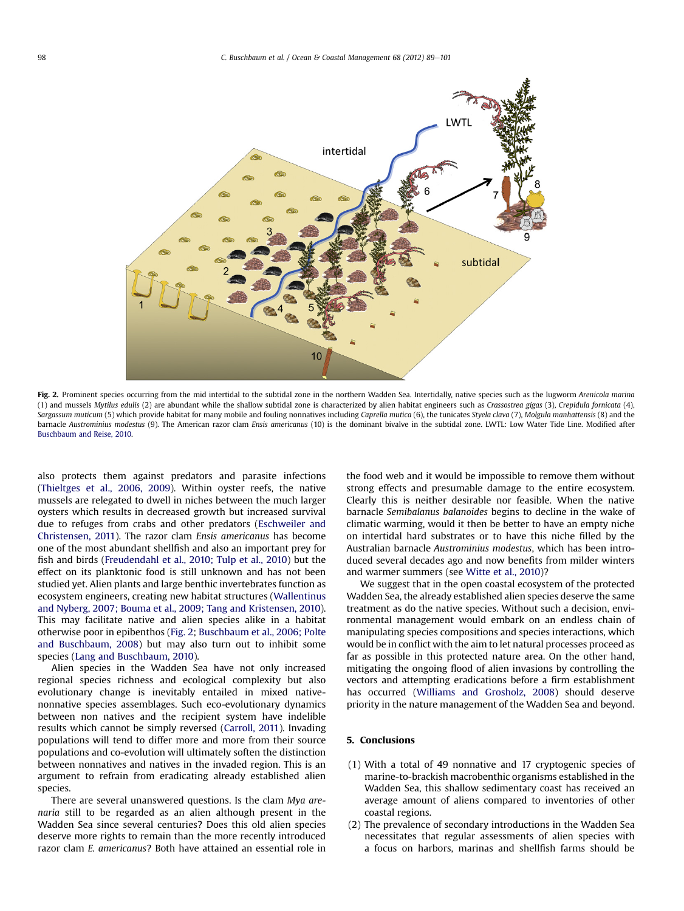LWTL

intertidal

subtidal

1

2

3

4

5

6

7

8

9

10

**Fig. 2.** Prominent species occurring from the mid intertidal to the subtidal zone in the northern Wadden Sea. Intertidally, native species such as the lugworm *Arenicola marina* (1) and mussels *Mytilus edulis* (2) are abundant while the shallow subtidal zone is characterized by alien habitat engineers such as *Crassostrea gigas* (3), *Crepidula fornicata* (4), *Sargassum muticum* (5) which provide habitat for many mobile and fouling nonnatives including *Caprella mutica* (6), the tunicates *Styela clava* (7), *Molgula manhattensis* (8) and the barnacle *Austrominius modestus* (9). The American razor clam *Ensis americanus* (10) is the dominant bivalve in the subtidal zone. LWTL: Low Water Tide Line. Modified after Buschbaum and Reise, 2010.

also protects them against predators and parasite infections (Thieltges et al., 2006, 2009). Within oyster reefs, the native mussels are relegated to dwell in niches between the much larger oysters which results in decreased growth but increased survival due to refuges from crabs and other predators (Eschweiler and Christensen, 2011). The razor clam *Ensis americanus* has become one of the most abundant shellfish and also an important prey for fish and birds (Freudendahl et al., 2010; Tulp et al., 2010) but the effect on its planktonic food is still unknown and has not been studied yet. Alien plants and large benthic invertebrates function as ecosystem engineers, creating new habitat structures (Wallentinus and Nyberg, 2007; Bouma et al., 2009; Tang and Kristensen, 2010). This may facilitate native and alien species alike in a habitat otherwise poor in epibenthos (Fig. 2; Buschbaum et al., 2006; Polte and Buschbaum, 2008) but may also turn out to inhibit some species (Lang and Buschbaum, 2010).

Alien species in the Wadden Sea have not only increased regional species richness and ecological complexity but also evolutionary change is inevitably entailed in mixed native-nonnative species assemblages. Such eco-evolutionary dynamics between non natives and the recipient system have indelible results which cannot be simply reversed (Carroll, 2011). Invading populations will tend to differ more and more from their source populations and co-evolution will ultimately soften the distinction between nonnatives and natives in the invaded region. This is an argument to refrain from eradicating already established alien species.

There are several unanswered questions. Is the clam *Mya arenaria* still to be regarded as an alien although present in the Wadden Sea since several centuries? Does this old alien species deserve more rights to remain than the more recently introduced razor clam *E. americanus*? Both have attained an essential role in the food web and it would be impossible to remove them without strong effects and presumable damage to the entire ecosystem. Clearly this is neither desirable nor feasible. When the native barnacle *Semibalanus balanoides* begins to decline in the wake of climatic warming, would it then be better to have an empty niche on intertidal hard substrates or to have this niche filled by the Australian barnacle *Austrominius modestus*, which has been introduced several decades ago and now benefits from milder winters and warmer summers (see Witte et al., 2010)?

We suggest that in the open coastal ecosystem of the protected Wadden Sea, the already established alien species deserve the same treatment as do the native species. Without such a decision, environmental management would embark on an endless chain of manipulating species compositions and species interactions, which would be in conflict with the aim to let natural processes proceed as far as possible in this protected nature area. On the other hand, mitigating the ongoing flood of alien invasions by controlling the vectors and attempting eradications before a firm establishment has occurred (Williams and Grosholz, 2008) should deserve priority in the nature management of the Wadden Sea and beyond.

## 5. Conclusions

(1) With a total of 49 nonnative and 17 cryptogenic species of marine-to-brackish macrobenthic organisms established in the Wadden Sea, this shallow sedimentary coast has received an average amount of aliens compared to inventories of other coastal regions.

(2) The prevalence of secondary introductions in the Wadden Sea necessitates that regular assessments of alien species with a focus on harbors, marinas and shellfish farms should be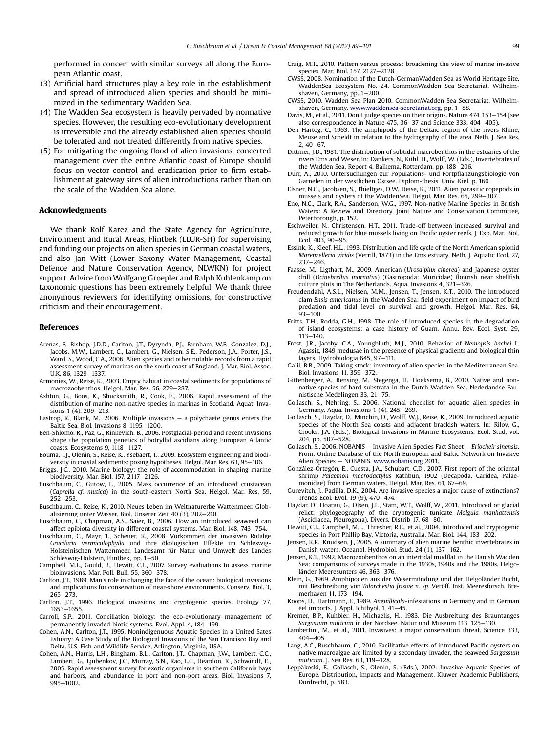performed in concert with similar surveys all along the European Atlantic coast.

(3) Artificial hard structures play a key role in the establishment and spread of introduced alien species and should be minimized in the sedimentary Wadden Sea.
(4) The Wadden Sea ecosystem is heavily pervaded by nonnative species. However, the resulting eco-evolutionary development is irreversible and the already established alien species should be tolerated and not treated differently from native species.
(5) For mitigating the ongoing flood of alien invasions, concerted management over the entire Atlantic coast of Europe should focus on vector control and eradication prior to firm establishment at gateway sites of alien introductions rather than on the scale of the Wadden Sea alone.

## Acknowledgments

We thank Rolf Karez and the State Agency for Agriculture, Environment and Rural Areas, Flintbek (LLUR-SH) for supervising and funding our projects on alien species in German coastal waters, and also Jan Witt (Lower Saxony Water Management, Coastal Defence and Nature Conservation Agency, NLWKN) for project support. Advice from Wolfgang Groepler and Ralph Kuhlenkamp on taxonomic questions has been extremely helpful. We thank three anonymous reviewers for identifying omissions, for constructive criticism and their encouragement.

## References

Arenas, F., Bishop, J.D.D., Carlton, J.T., Dyrynda, P.J., Farnham, W.F., Gonzalez, D.J., Jacobs, M.W., Lambert, C., Lambert, G., Nielsen, S.E., Pederson, J.A., Porter, J.S., Ward, S., Wood, C.A., 2006. Alien species and other notable records from a rapid assessment survey of marinas on the south coast of England. J. Mar. Biol. Assoc. U.K. 86, 1329–1337.

Armonies, W., Reise, K., 2003. Empty habitat in coastal sediments for populations of macrozoobenthos. Helgol. Mar. Res. 56, 279–287.

Ashton, G., Boos, K., Shucksmith, R., Cook, E., 2006. Rapid assessment of the distribution of marine non-native species in marinas in Scotland. Aquat. Invasions 1 (4), 209–213.

Bastrop, R., Blank, M., 2006. Multiple invasions – a polychaete genus enters the Baltic Sea. Biol. Invasions 8, 1195–1200.

Ben-Shlomo, R., Paz, G., Rinkevich, B., 2006. Postglacial-period and recent invasions shape the population genetics of botryllid ascidians along European Atlantic coasts. Ecosystems 9, 1118–1127.

Bouma, T.J., Olenin, S., Reise, K., Ysebaert, T., 2009. Ecosystem engineering and biodiversity in coastal sediments: posing hypotheses. Helgol. Mar. Res. 63, 95–106.

Briggs, J.C., 2010. Marine biology: the role of accommodation in shaping marine biodiversity. Mar. Biol. 157, 2117–2126.

Buschbaum, C., Gutow, L., 2005. Mass occurrence of an introduced crustacean (*Caprella cf. mutica*) in the south-eastern North Sea. Helgol. Mar. Res. 59, 252–253.

Buschbaum, C., Reise, K., 2010. Neues Leben im Weltnaturerbe Wattenmeer. Globalisierung unter Wasser. Biol. Unserer Zeit 40 (3), 202–210.

Buschbaum, C., Chapman, A.S., Saier, B., 2006. How an introduced seaweed can affect epibiota diversity in different coastal systems. Mar. Biol. 148, 743–754.

Buschbaum, C., Mayr, T., Scheuer, K., 2008. Vorkommen der invasiven Rotalge *Gracilaria vermiculophylla* und ihre ökologischen Effekte im Schleswig-Holsteinischen Wattenmeer. Landesamt für Natur und Umwelt des Landes Schleswig-Holstein, Flintbek, pp. 1–50.

Campbell, M.L., Gould, B., Hewitt, C.L., 2007. Survey evaluations to assess marine bioinvasions. Mar. Poll. Bull. 55, 360–378.

Carlton, J.T., 1989. Man's role in changing the face of the ocean: biological invasions and implications for conservation of near-shore environments. Conserv. Biol. 3, 265–273.

Carlton, J.T., 1996. Biological invasions and cryptogenic species. Ecology 77, 1653–1655.

Carroll, S.P., 2011. Conciliation biology: the eco-evolutionary management of permanently invaded biotic systems. Evol. Appl. 4, 184–199.

Cohen, A.N., Carlton, J.T., 1995. Nonindigenuous Aquatic Species in a United Sates Estuary: A Case Study of the Biological Invasions of the San Francisco Bay and Delta. U.S. Fish and Wildlife Service, Arlington, Virginia, USA.

Cohen, A.N., Harris, L.H., Bingham, B.L., Carlton, J.T., Chapman, J.W., Lambert, C.C., Lambert, G., Ljubenkov, J.C., Murray, S.N., Rao, L.C., Reardon, K., Schwindt, E., 2005. Rapid assessment survey for exotic organisms in southern California bays and harbors, and abundance in port and non-port areas. Biol. Invasions 7, 995–1002.

Craig, M.T., 2010. Pattern versus process: broadening the view of marine invasive species. Mar. Biol. 157, 2127–2128.

CWSS, 2008. Nomination of the Dutch-GermanWadden Sea as World Heritage Site. WaddenSea Ecosystem No. 24. CommonWadden Sea Secretariat, Wilhelmshaven, Germany, pp. 1–200.

CWSS, 2010. Wadden Sea Plan 2010. CommonWadden Sea Secretariat, Wilhelmshaven, Germany. www.waddensea-secretariat.org, pp. 1–88.

Davis, M., et al., 2011. Don't judge species on their origins. Nature 474, 153–154 (see also correspondence in Nature 475, 36–37 and Science 333, 404–405).

Den Hartog, C., 1963. The amphipods of the Deltaic region of the rivers Rhine, Meuse and Scheldt in relation to the hydrography of the area. Neth. J. Sea Res. 2, 40–67.

Dittmer, J.D., 1981. The distribution of subtidal macrobenthos in the estuaries of the rivers Ems and Weser. In: Dankers, N., Kühl, H., Wolff, W. (Eds.), Invertebrates of the Wadden Sea, Report 4. Balkema, Rotterdam, pp. 188–206.

Dürr, A., 2010. Untersuchungen zur Populations- und Fortpflanzungsbiologie von Garnelen in der westlichen Ostsee. Diplom-thesis. Univ. Kiel, p. 160.

Elsner, N.O., Jacobsen, S., Thieltges, D.W., Reise, K., 2011. Alien parasitic copepods in mussels and oysters of the WaddenSea. Helgol. Mar. Res. 65, 299–307.

Eno, N.C., Clark, R.A., Sanderson, W.G., 1997. Non-native Marine Species in British Waters: A Review and Directory. Joint Nature and Conservation Committee, Peterborough, p. 152.

Eschweiler, N., Christensen, H.T., 2011. Trade-off between increased survival and reduced growth for blue mussels living on Pacific oyster reefs. J. Exp. Mar. Biol. Ecol. 403, 90–95.

Essink, K., Kleef, H.L., 1993. Distribution and life cycle of the North American spionid *Marenzelleria viridis* (Verrill, 1873) in the Ems estuary. Neth. J. Aquatic Ecol. 27, 237–246.

Faasse, M., Ligthart, M., 2009. American (*Urosalpinx cinerea*) and Japanese oyster drill (*Ocinebrellus inornatus*) (Gastropoda: Muricidae) flourish near shellfish culture plots in The Netherlands. Aqua. Invasions 4, 321–326.

Freudendahl, A.S.L., Nielsen, M.M., Jensen, T., Jensen, K.T., 2010. The introduced clam *Ensis americanus* in the Wadden Sea: field experiment on impact of bird predation and tidal level on survival and growth. Helgol. Mar. Res. 64, 93–100.

Fritts, T.H., Rodda, G.H., 1998. The role of introduced species in the degradation of island ecosystems: a case history of Guam. Annu. Rev. Ecol. Syst. 29, 113–140.

Frost, J.R., Jacoby, C.A., Youngbluth, M.J., 2010. Behavior of *Nemopsis bachei* L. Agassiz, 1849 medusae in the presence of physical gradients and biological thin layers. Hydrobiologia 645, 97–111.

Galil, B.B., 2009. Taking stock: inventory of alien species in the Mediterranean Sea. Biol. Invasions 11, 359–372.

Gittenberger, A., Rensing, M., Stegenga, H., Hoeksema, B., 2010. Native and non-native species of hard substrata in the Dutch Wadden Sea. Nederlandse Faunistische Medelingen 33, 21–75.

Gollasch, S., Nehring, S., 2006. National checklist for aquatic alien species in Germany. Aqua. Invasions 1 (4), 245–269.

Gollasch, S., Haydar, D., Minchin, D., Wolff, W.J., Reise, K., 2009. Introduced aquatic species of the North Sea coasts and adjacent brackish waters. In: Rilov, G., Crooks, J.A. (Eds.), Biological Invasions in Marine Ecosystems. Ecol. Stud, vol. 204, pp. 507–528.

Gollasch, S., 2006. NOBANIS – Invasive Alien Species Fact Sheet – *Eriocheir sinensis*. From: Online Database of the North European and Baltic Network on Invasive Alien Species – NOBANIS. www.nobanis.org 2011.

González-Ortegón, E., Cuesta, J.A., Schubart, C.D., 2007. First report of the oriental shrimp *Palaemon macrodactylus* Rathbun, 1902 (Decapoda, Caridea, Palaemonidae) from German waters. Helgol. Mar. Res. 61, 67–69.

Gurevitch, J., Padilla, D.K., 2004. Are invasive species a major cause of extinctions? Trends Ecol. Evol. 19 (9), 470–474.

Haydar, D., Hoarau, G., Olsen, J.L., Stam, W.T., Wolff, W., 2011. Introduced or glacial relict: phylogeography of the cryptogenic tunicate *Molgula manhattensis* (Ascidiacea, Pleurogona). Divers. Distrib 17, 68–80.

Hewitt, C.L., Campbell, M.L., Thresher, R.E., et al., 2004. Introduced and cryptogenic species in Port Phillip Bay, Victoria, Australia. Mar. Biol. 144, 183–202.

Jensen, K.R., Knudsen, J., 2005. A summary of alien marine benthic invertebrates in Danish waters. Oceanol. Hydrobiol. Stud. 24 (1), 137–162.

Jensen, K.T., 1992. Macrozoobenthos on an intertidal mudflat in the Danish Wadden Sea: comparisons of surveys made in the 1930s, 1940s and the 1980s. Helgoländer Meeresunters 46, 363–376.

Klein, G., 1969. Amphipoden aus der Wesermündung und der Helgoländer Bucht, mit Beschreibung von *Talorchestia frisiae n. sp*. Veröff. Inst. Meeresforsch. Bremerhaven 11, 173–194.

Koops, H., Hartmann, F., 1989. *Anguillicola*-infestations in Germany and in German eel imports. J. Appl. Ichthyol. 1, 41–45.

Kremer, B.P., Kuhbier, H., Michaelis, H., 1983. Die Ausbreitung des Brauntanges *Sargassum muticum* in der Nordsee. Natur und Museum 113, 125–130.

Lambertini, M., et al., 2011. Invasives: a major conservation threat. Science 333, 404–405.

Lang, A.C., Buschbaum, C., 2010. Facilitative effects of introduced Pacific oysters on native macroalgae are limited by a secondary invader, the seaweed *Sargassum muticum*. J. Sea Res. 63, 119–128.

Leppäkoski, E., Gollasch, S., Olenin, S. (Eds.), 2002. Invasive Aquatic Species of Europe. Distribution, Impacts and Management. Kluwer Academic Publishers, Dordrecht, p. 583.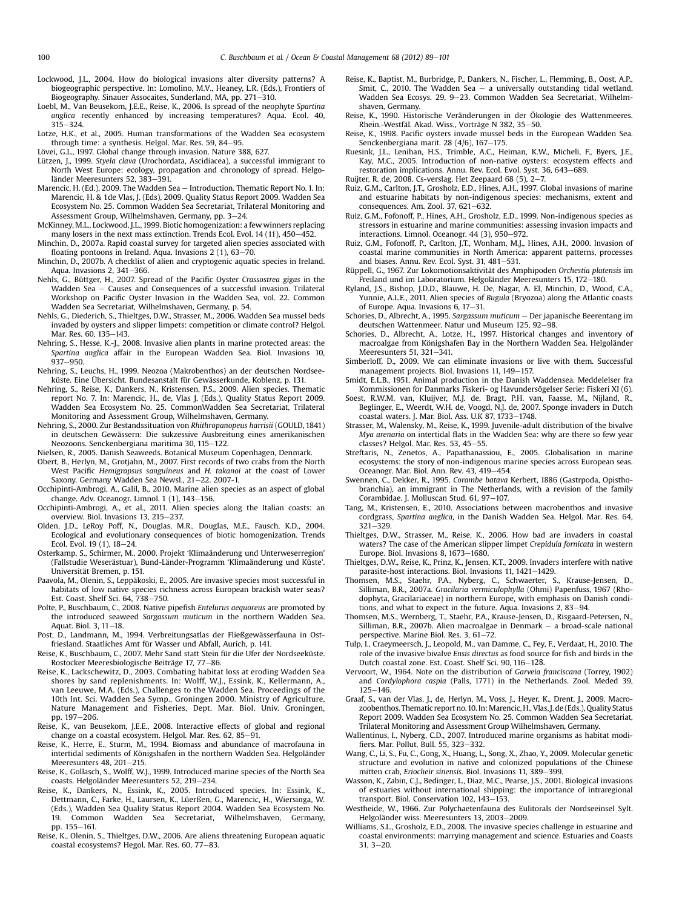Lockwood, J.L., 2004. How do biological invasions alter diversity patterns? A biogeographic perspective. In: Lomolino, M.V., Heaney, L.R. (Eds.), Frontiers of Biogeography. Sinauer Assocaites, Sunderland, MA, pp. 271–310.

Loebl, M., Van Beusekom, J.E.E., Reise, K., 2006. Is spread of the neophyte *Spartina anglica* recently enhanced by increasing temperatures? Aqua. Ecol. 40, 315–324.

Lotze, H.K., et al., 2005. Human transformations of the Wadden Sea ecosystem through time: a synthesis. Helgol. Mar. Res. 59, 84–95.

Lövei, G.L., 1997. Global change through invasion. Nature 388, 627.

Lützen, J., 1999. *Styela clava* (Urochordata, Ascidiacea), a successful immigrant to North West Europe: ecology, propagation and chronology of spread. Helgoländer Meeresunters 52, 383–391.

Marencic, H. (Ed.), 2009. The Wadden Sea – Introduction. Thematic Report No. 1. In: Marencic, H. & 1de Vlas, J. (Eds), 2009. Quality Status Report 2009. Wadden Sea Ecosystem No. 25. Common Wadden Sea Secretariat, Trilateral Monitoring and Assessment Group, Wilhelmshaven, Germany, pp. 3–24.

McKinney, M.L., Lockwood, J.L., 1999. Biotic homogenization: a few winners replacing many losers in the next mass extinction. Trends Ecol. Evol. 14 (11), 450–452.

Minchin, D., 2007a. Rapid coastal survey for targeted alien species associated with floating pontoons in Ireland. Aqua. Invasions 2 (1), 63–70.

Minchin, D., 2007b. A checklist of alien and cryptogenic aquatic species in Ireland. Aqua. Invasions 2, 341–366.

Nehls, G., Büttger, H., 2007. Spread of the Pacific Oyster *Crassostrea gigas* in the Wadden Sea – Causes and Consequences of a successful invasion. Trilateral Workshop on Pacific Oyster Invasion in the Wadden Sea, vol. 22. Common Wadden Sea Secretariat, Wilhelmshaven, Germany, p. 54.

Nehls, G., Diederich, S., Thieltges, D.W., Strasser, M., 2006. Wadden Sea mussel beds invaded by oysters and slipper limpets: competition or climate control? Helgol. Mar. Res. 60, 135–143.

Nehring, S., Hesse, K.-J., 2008. Invasive alien plants in marine protected areas: the *Spartina anglica* affair in the European Wadden Sea. Biol. Invasions 10, 937–950.

Nehring, S., Leuchs, H., 1999. Neozoa (Makrobenthos) an der deutschen Nordseeküste. Eine Übersicht. Bundesanstalt für Gewässerkunde, Koblenz, p. 131.

Nehring, S., Reise, K., Dankers, N., Kristensen, P.S., 2009. Alien species. Thematic report No. 7. In: Marencic, H., de, Vlas J. (Eds.), Quality Status Report 2009. Wadden Sea Ecosystem No. 25. CommonWadden Sea Secretariat, Trilateral Monitoring and Assessment Group, Wilhelmshaven, Germany.

Nehring, S., 2000. Zur Bestandssituation von *Rhithropanopeus harrisii* (GOULD, 1841) in deutschen Gewässern: Die sukzessive Ausbreitung eines amerikanischen Neozoons. Senckenbergiana maritima 30, 115–122.

Nielsen, R., 2005. Danish Seaweeds. Botanical Museum Copenhagen, Denmark.

Obert, B., Herlyn, M., Grotjahn, M., 2007. First records of two crabs from the North West Pacific *Hemigrapsus sanguineus* and *H. takanoi* at the coast of Lower Saxony. Germany Wadden Sea Newsl., 21–22. 2007-1.

Occhipinti-Ambrogi, A., Galil, B., 2010. Marine alien species as an aspect of global change. Adv. Oceanogr. Limnol. 1 (1), 143–156.

Occhipinti-Ambrogi, A., et al., 2011. Alien species along the Italian coasts: an overview. Biol. Invasions 13, 215–237.

Olden, J.D., LeRoy Poff, N., Douglas, M.R., Douglas, M.E., Fausch, K.D., 2004. Ecological and evolutionary consequences of biotic homogenization. Trends Ecol. Evol. 19 (1), 18–24.

Osterkamp, S., Schirmer, M., 2000. Projekt 'Klimaänderung und Unterweserregion' (Fallstudie Weserästuar), Bund-Länder-Programm 'Klimaänderung und Küste'. Universität Bremen, p. 151.

Paavola, M., Olenin, S., Leppäkoski, E., 2005. Are invasive species most successful in habitats of low native species richness across European brackish water seas? Est. Coast. Shelf Sci. 64, 738–750.

Polte, P., Buschbaum, C., 2008. Native pipefish *Entelurus aequoreus* are promoted by the introduced seaweed *Sargassum muticum* in the northern Wadden Sea. Aquat. Biol. 3, 11–18.

Post, D., Landmann, M., 1994. Verbreitungsatlas der Fließgewässerfauna in Ostfriesland. Staatliches Amt für Wasser und Abfall, Aurich, p. 141.

Reise, K., Buschbaum, C., 2007. Mehr Sand statt Stein für die Ufer der Nordseeküste. Rostocker Meeresbiologische Beiträge 17, 77–86.

Reise, K., Lackschewitz, D., 2003. Combating habitat loss at eroding Wadden Sea shores by sand replenishments. In: Wolff, W.J., Essink, K., Kellermann, A., van Leeuwe, M.A. (Eds.), Challenges to the Wadden Sea. Proceedings of the 10th Int. Sci. Wadden Sea Symp., Groningen 2000. Ministry of Agriculture, Nature Management and Fisheries, Dept. Mar. Biol. Univ. Groningen, pp. 197–206.

Reise, K., van Beusekom, J.E.E., 2008. Interactive effects of global and regional change on a coastal ecosystem. Helgol. Mar. Res. 62, 85–91.

Reise, K., Herre, E., Sturm, M., 1994. Biomass and abundance of macrofauna in intertidal sediments of Königshafen in the northern Wadden Sea. Helgoländer Meeresunters 48, 201–215.

Reise, K., Gollasch, S., Wolff, W.J., 1999. Introduced marine species of the North Sea coasts. Helgoländer Meeresunters 52, 219–234.

Reise, K., Dankers, N., Essink, K., 2005. Introduced species. In: Essink, K., Dettmann, C., Farke, H., Laursen, K., Lüerßen, G., Marencic, H., Wiersinga, W. (Eds.), Wadden Sea Quality Status Report 2004. Wadden Sea Ecosystem No. 19. Common Wadden Sea Secretariat, Wilhelmshaven, Germany, pp. 155–161.

Reise, K., Olenin, S., Thieltges, D.W., 2006. Are aliens threatening European aquatic coastal ecosystems? Hegol. Mar. Res. 60, 77–83.

Reise, K., Baptist, M., Burbridge, P., Dankers, N., Fischer, L., Flemming, B., Oost, A.P., Smit, C., 2010. The Wadden Sea – a universally outstanding tidal wetland. Wadden Sea Ecosys. 29, 9–23. Common Wadden Sea Secretariat, Wilhelmshaven, Germany.

Reise, K., 1990. Historische Veränderungen in der Ökologie des Wattenmeeres. Rhein.-Westfäl. Akad. Wiss., Vorträge N 382, 35–50.

Reise, K., 1998. Pacific oysters invade mussel beds in the European Wadden Sea. Senckenbergiana marit. 28 (4/6), 167–175.

Ruesink, J.L., Lenihan, H.S., Trimble, A.C., Heiman, K.W., Micheli, F., Byers, J.E., Kay, M.C., 2005. Introduction of non-native oysters: ecosystem effects and restoration implications. Annu. Rev. Ecol. Evol. Syst. 36, 643–689.

Ruijter, R. de, 2008. Cs-verslag. Het Zeepaard 68 (5), 2–7.

Ruiz, G.M., Carlton, J.T., Grosholz, E.D., Hines, A.H., 1997. Global invasions of marine and estuarine habitats by non-indigenous species: mechanisms, extent and consequences. Am. Zool. 37, 621–632.

Ruiz, G.M., Fofonoff, P., Hines, A.H., Grosholz, E.D., 1999. Non-indigenous species as stressors in estuarine and marine communities: assessing invasion impacts and interactions. Limnol. Oceanogr. 44 (3), 950–972.

Ruiz, G.M., Fofonoff, P., Carlton, J.T., Wonham, M.J., Hines, A.H., 2000. Invasion of coastal marine communities in North America: apparent patterns, processes and biases. Annu. Rev. Ecol. Syst. 31, 481–531.

Rüppell, G., 1967. Zur Lokomotionsaktivität des Amphipoden *Orchestia platensis* im Freiland und im Laboratorium. Helgoländer Meeresunters 15, 172–180.

Ryland, J.S., Bishop, J.D.D., Blauwe, H. De, Nagar, A. El, Minchin, D., Wood, C.A., Yunnie, A.L.E., 2011. Alien species of *Bugula* (Bryozoa) along the Atlantic coasts of Europe. Aqua. Invasions 6, 17–31.

Schories, D., Albrecht, A., 1995. *Sargassum muticum* – Der japanische Beerentang im deutschen Wattenmeer. Natur und Museum 125, 92–98.

Schories, D., Albrecht, A., Lotze, H., 1997. Historical changes and inventory of macroalgae from Königshafen Bay in the Northern Wadden Sea. Helgoländer Meeresunters 51, 321–341.

Simberloff, D., 2009. We can eliminate invasions or live with them. Successful management projects. Biol. Invasions 11, 149–157.

Smidt, E.L.B., 1951. Animal production in the Danish Waddensea. Meddelelser fra Kommissionen for Danmarks Fiskeri- og Havundersögelser Serie: Fiskeri XI (6).

Soest, R.W.M. van, Kluijver, M.J. de, Bragt, P.H. van, Faasse, M., Nijland, R., Beglinger, E., Weerdt, W.H. de, Voogd, N.J. de, 2007. Sponge invaders in Dutch coastal waters. J. Mar. Biol. Ass. U.K 87, 1733–1748.

Strasser, M., Walensky, M., Reise, K., 1999. Juvenile-adult distribution of the bivalve *Mya arenaria* on intertidal flats in the Wadden Sea: why are there so few year classes? Helgol. Mar. Res. 53, 45–55.

Streftaris, N., Zenetos, A., Papathanassiou, E., 2005. Globalisation in marine ecosystems: the story of non-indigenous marine species across European seas. Oceanogr. Mar. Biol. Ann. Rev. 43, 419–454.

Swennen, C., Dekker, R., 1995. *Corambe batava* Kerbert, 1886 (Gastrpoda, Opisthobranchia), an immigrant in The Netherlands, with a revision of the family Corambidae. J. Molluscan Stud. 61, 97–107.

Tang, M., Kristensen, E., 2010. Associations between macrobenthos and invasive cordgrass, *Spartina anglica*, in the Danish Wadden Sea. Helgol. Mar. Res. 64, 321–329.

Thieltges, D.W., Strasser, M., Reise, K., 2006. How bad are invaders in coastal waters? The case of the American slipper limpet *Crepidula fornicata* in western Europe. Biol. Invasions 8, 1673–1680.

Thieltges, D.W., Reise, K., Prinz, K., Jensen, K.T., 2009. Invaders interfere with native parasite-host interactions. Biol. Invasions 11, 1421–1429.

Thomsen, M.S., Staehr, P.A., Nyberg, C., Schwaerter, S., Krause-Jensen, D., Silliman, B.R., 2007a. *Gracilaria vermiculophylla* (Ohmi) Papenfuss, 1967 (Rhodophyta, Gracilariaceae) in northern Europe, with emphasis on Danish conditions, and what to expect in the future. Aqua. Invasions 2, 83–94.

Thomsen, M.S., Wernberg, T., Staehr, P.A., Krause-Jensen, D., Risgaard-Petersen, N., Silliman, B.R., 2007b. Alien macroalgae in Denmark – a broad-scale national perspective. Marine Biol. Res. 3, 61–72.

Tulp, I., Craeymeersch, J., Leopold, M., van Damme, C., Fey, F., Verdaat, H., 2010. The role of the invasive bivalve *Ensis directus* as food source for fish and birds in the Dutch coastal zone. Est. Coast. Shelf Sci. 90, 116–128.

Vervoort, W., 1964. Note on the distribution of *Garveia franciscana* (Torrey, 1902) and *Cordylophora caspia* (Palls, 1771) in the Netherlands. Zool. Meded 39, 125–146.

Graaf, S., van der Vlas, J., de, Herlyn, M., Voss, J., Heyer, K., Drent, J., 2009. Macrozoobenthos. Thematic report no. 10. In: Marencic, H., Vlas, J. de (Eds.), Quality Status Report 2009. Wadden Sea Ecosystem No. 25. Common Wadden Sea Secretariat, Trilateral Monitoring and Assessment Group Wilhelmshaven, Germany.

Wallentinus, I., Nyberg, C.D., 2007. Introduced marine organisms as habitat modifiers. Mar. Pollut. Bull. 55, 323–332.

Wang, C., Li, S., Fu, C., Gong, X., Huang, L., Song, X., Zhao, Y., 2009. Molecular genetic structure and evolution in native and colonized populations of the Chinese mitten crab, *Eriocheir sinensis*. Biol. Invasions 11, 389–399.

Wasson, K., Zabin, C.J., Bedinger, L., Diaz, M.C., Pearse, J.S., 2001. Biological invasions of estuaries without international shipping: the importance of intraregional transport. Biol. Conservation 102, 143–153.

Westheide, W., 1966. Zur Polychaetenfauna des Eulitorals der Nordseeinsel Sylt. Helgoländer wiss. Meeresunters 13, 2003–2009.

Williams, S.L., Grosholz, E.D., 2008. The invasive species challenge in estuarine and coastal environments: marrying management and science. Estuaries and Coasts 31, 3–20.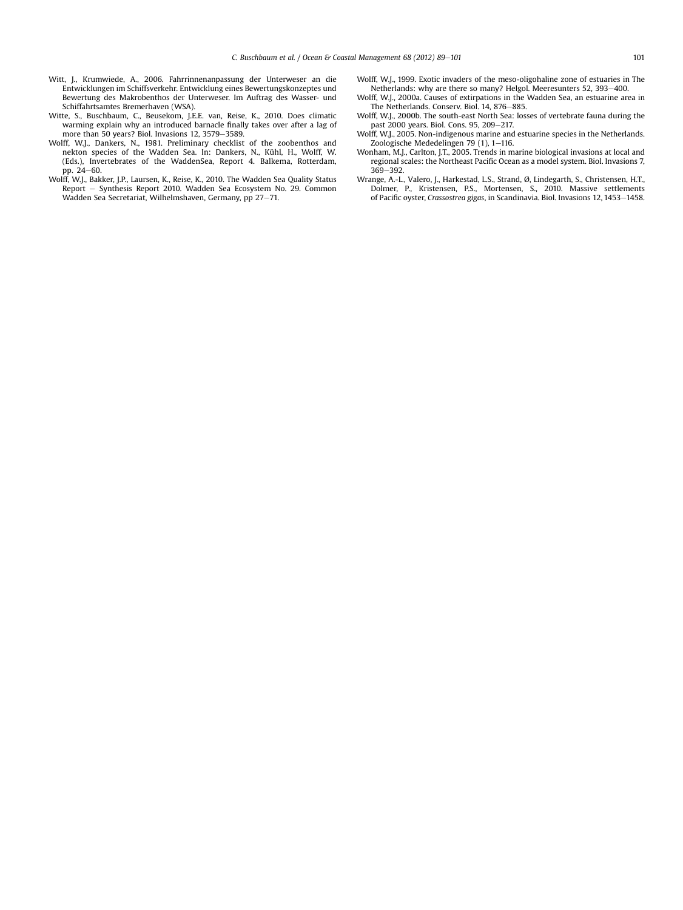Witt, J., Krumwiede, A., 2006. Fahrrinnenanpassung der Unterweser an die Entwicklungen im Schiffsverkehr. Entwicklung eines Bewertungskonzeptes und Bewertung des Makrobenthos der Unterweser. Im Auftrag des Wasser- und Schiffahrtsamtes Bremerhaven (WSA).

Witte, S., Buschbaum, C., Beusekom, J.E.E. van, Reise, K., 2010. Does climatic warming explain why an introduced barnacle finally takes over after a lag of more than 50 years? Biol. Invasions 12, 3579–3589.

Wolff, W.J., Dankers, N., 1981. Preliminary checklist of the zoobenthos and nekton species of the Wadden Sea. In: Dankers, N., Kühl, H., Wolff, W. (Eds.), Invertebrates of the WaddenSea, Report 4. Balkema, Rotterdam, pp. 24–60.

Wolff, W.J., Bakker, J.P., Laursen, K., Reise, K., 2010. The Wadden Sea Quality Status Report – Synthesis Report 2010. Wadden Sea Ecosystem No. 29. Common Wadden Sea Secretariat, Wilhelmshaven, Germany, pp 27–71.

Wolff, W.J., 1999. Exotic invaders of the meso-oligohaline zone of estuaries in The Netherlands: why are there so many? Helgol. Meeresunters 52, 393–400.

Wolff, W.J., 2000a. Causes of extirpations in the Wadden Sea, an estuarine area in The Netherlands. Conserv. Biol. 14, 876–885.

Wolff, W.J., 2000b. The south-east North Sea: losses of vertebrate fauna during the past 2000 years. Biol. Cons. 95, 209–217.

Wolff, W.J., 2005. Non-indigenous marine and estuarine species in the Netherlands. Zoologische Mededelingen 79 (1), 1–116.

Wonham, M.J., Carlton, J.T., 2005. Trends in marine biological invasions at local and regional scales: the Northeast Pacific Ocean as a model system. Biol. Invasions 7, 369–392.

Wrange, A.-L., Valero, J., Harkestad, L.S., Strand, Ø, Lindegarth, S., Christensen, H.T., Dolmer, P., Kristensen, P.S., Mortensen, S., 2010. Massive settlements of Pacific oyster, *Crassostrea gigas*, in Scandinavia. Biol. Invasions 12, 1453–1458.